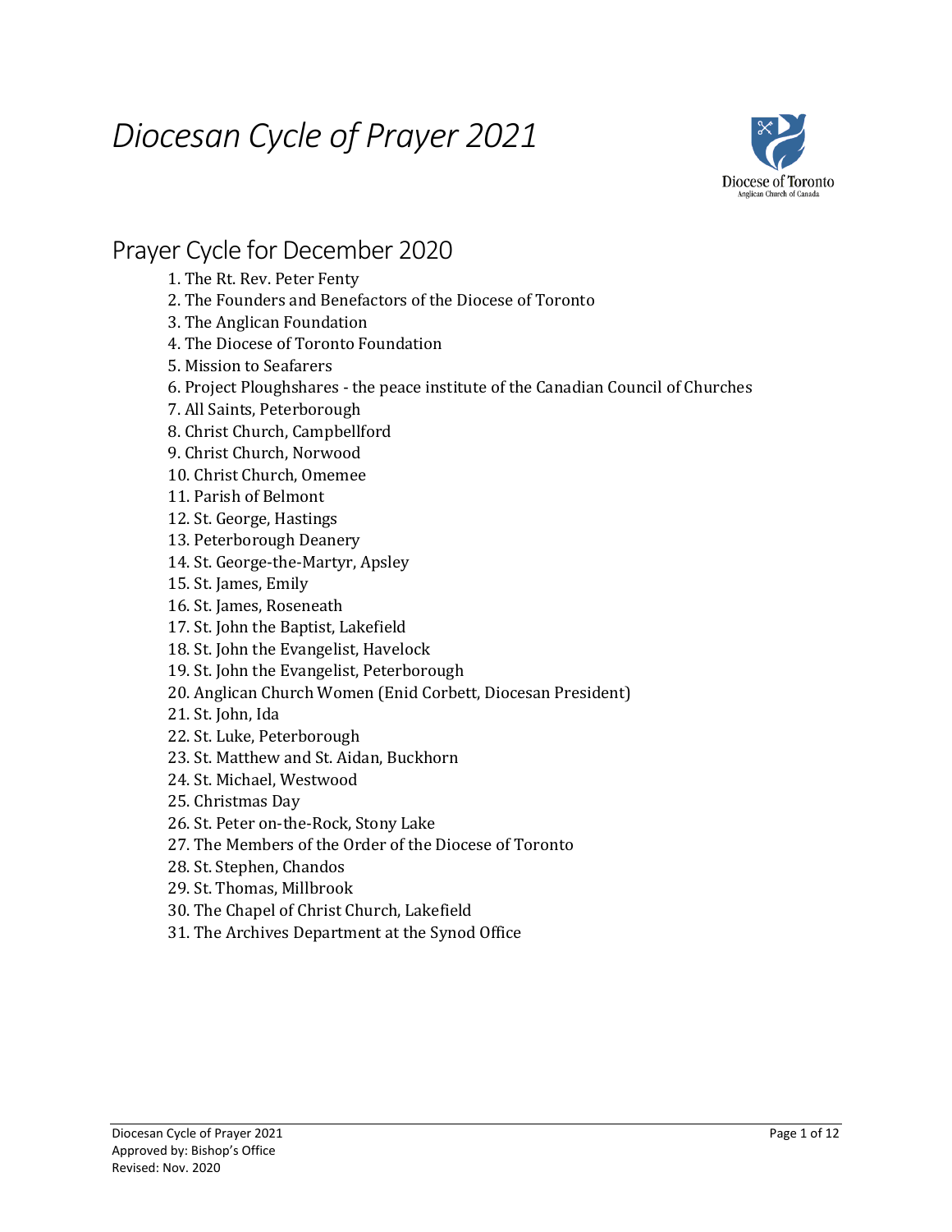# *Diocesan Cycle of Prayer 2021*

## Prayer Cycle for December 2020

1. The Rt. Rev. Peter Fenty
2. The Founders and Benefactors of the Diocese of Toronto
3. The Anglican Foundation
4. The Diocese of Toronto Foundation
5. Mission to Seafarers
6. Project Ploughshares - the peace institute of the Canadian Council of Churches
7. All Saints, Peterborough
8. Christ Church, Campbellford
9. Christ Church, Norwood
10. Christ Church, Omemee
11. Parish of Belmont
12. St. George, Hastings
13. Peterborough Deanery
14. St. George-the-Martyr, Apsley
15. St. James, Emily
16. St. James, Roseneath
17. St. John the Baptist, Lakefield
18. St. John the Evangelist, Havelock
19. St. John the Evangelist, Peterborough
20. Anglican Church Women (Enid Corbett, Diocesan President)
21. St. John, Ida
22. St. Luke, Peterborough
23. St. Matthew and St. Aidan, Buckhorn
24. St. Michael, Westwood
25. Christmas Day
26. St. Peter on-the-Rock, Stony Lake
27. The Members of the Order of the Diocese of Toronto
28. St. Stephen, Chandos
29. St. Thomas, Millbrook
30. The Chapel of Christ Church, Lakefield
31. The Archives Department at the Synod Office

Diocesan Cycle of Prayer 2021
Approved by: Bishop's Office
Revised: Nov. 2020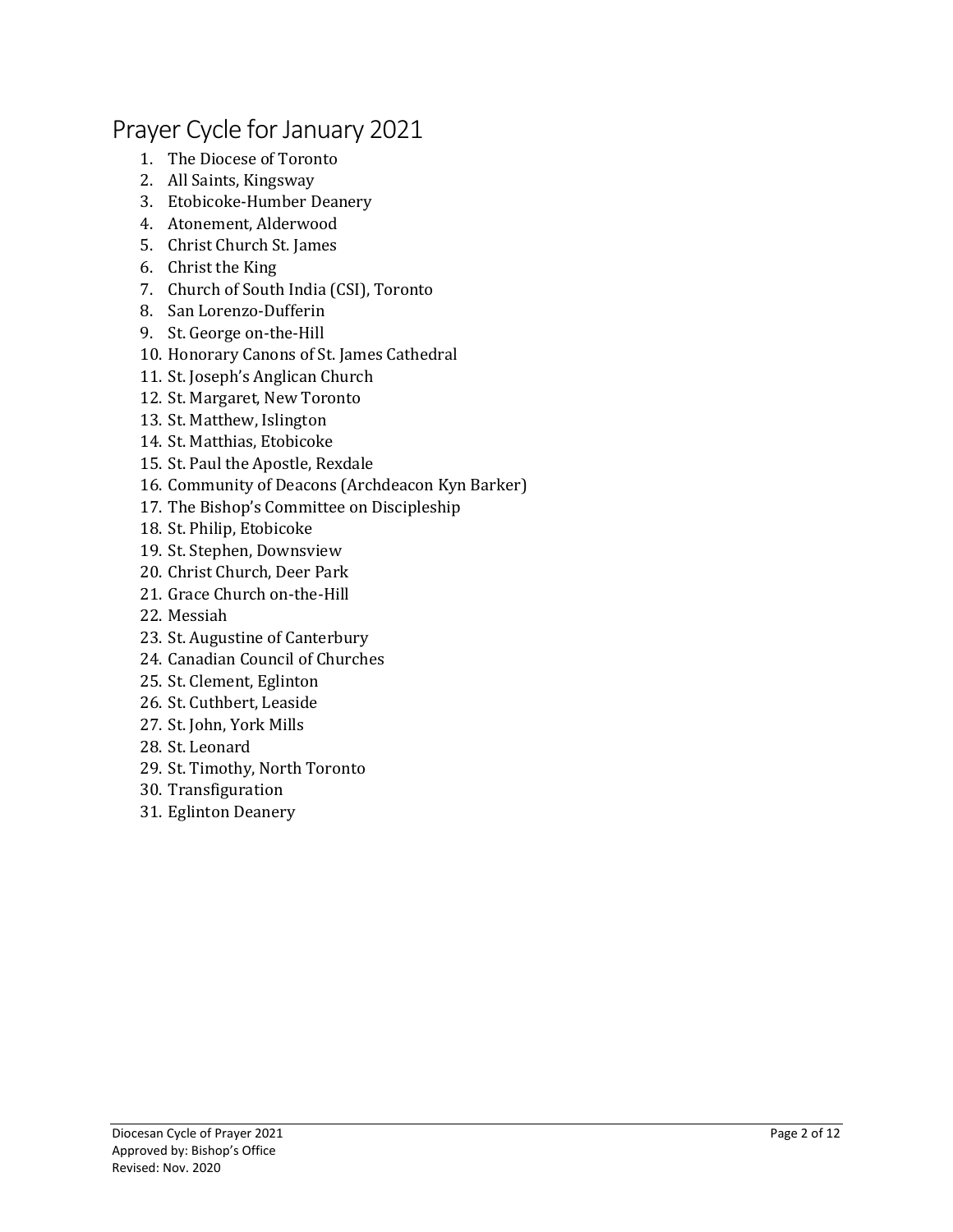# Prayer Cycle for January 2021

1. The Diocese of Toronto
2. All Saints, Kingsway
3. Etobicoke-Humber Deanery
4. Atonement, Alderwood
5. Christ Church St. James
6. Christ the King
7. Church of South India (CSI), Toronto
8. San Lorenzo-Dufferin
9. St. George on-the-Hill
10. Honorary Canons of St. James Cathedral
11. St. Joseph's Anglican Church
12. St. Margaret, New Toronto
13. St. Matthew, Islington
14. St. Matthias, Etobicoke
15. St. Paul the Apostle, Rexdale
16. Community of Deacons (Archdeacon Kyn Barker)
17. The Bishop's Committee on Discipleship
18. St. Philip, Etobicoke
19. St. Stephen, Downsview
20. Christ Church, Deer Park
21. Grace Church on-the-Hill
22. Messiah
23. St. Augustine of Canterbury
24. Canadian Council of Churches
25. St. Clement, Eglinton
26. St. Cuthbert, Leaside
27. St. John, York Mills
28. St. Leonard
29. St. Timothy, North Toronto
30. Transfiguration
31. Eglinton Deanery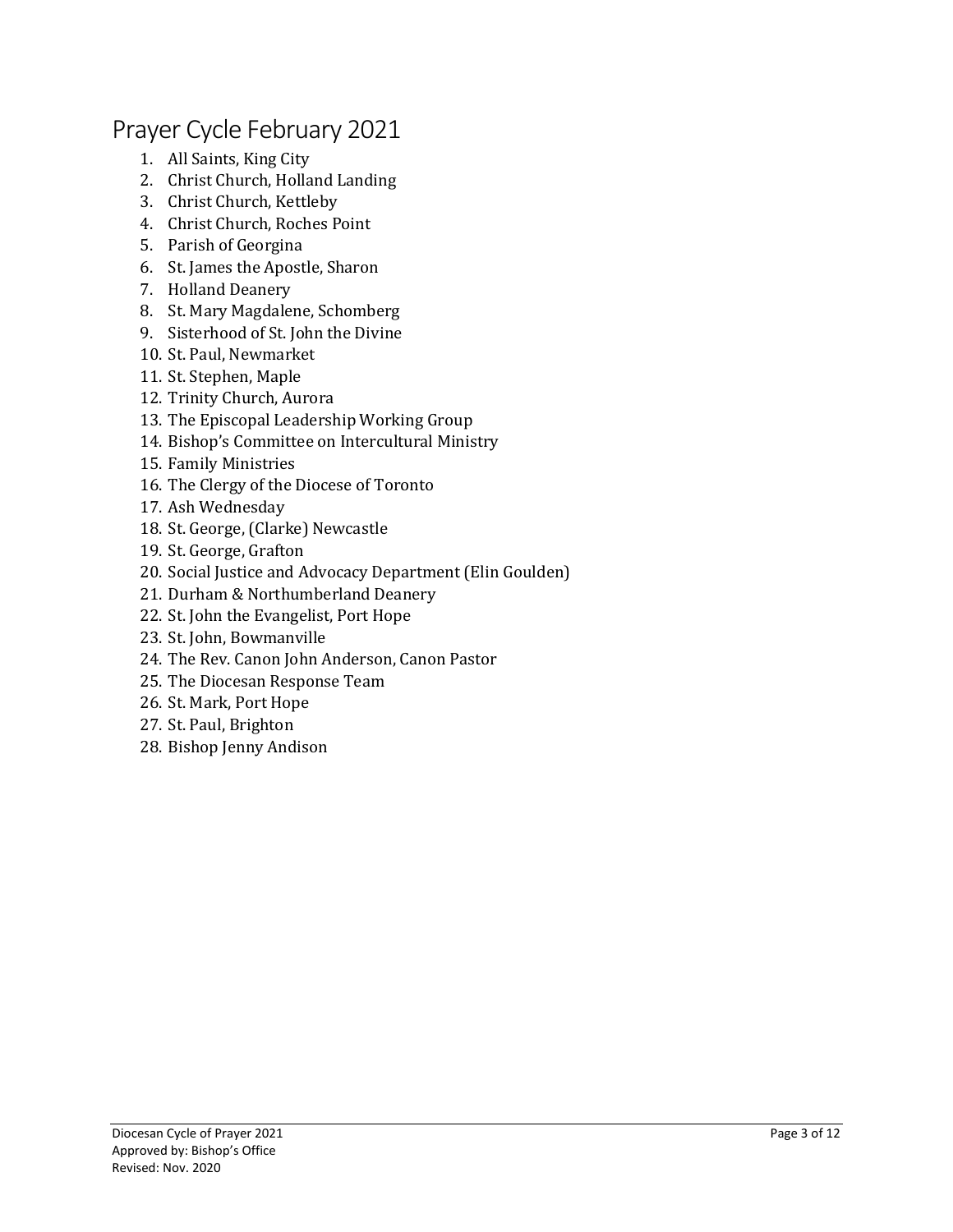# Prayer Cycle February 2021

1. All Saints, King City
2. Christ Church, Holland Landing
3. Christ Church, Kettleby
4. Christ Church, Roches Point
5. Parish of Georgina
6. St. James the Apostle, Sharon
7. Holland Deanery
8. St. Mary Magdalene, Schomberg
9. Sisterhood of St. John the Divine
10. St. Paul, Newmarket
11. St. Stephen, Maple
12. Trinity Church, Aurora
13. The Episcopal Leadership Working Group
14. Bishop's Committee on Intercultural Ministry
15. Family Ministries
16. The Clergy of the Diocese of Toronto
17. Ash Wednesday
18. St. George, (Clarke) Newcastle
19. St. George, Grafton
20. Social Justice and Advocacy Department (Elin Goulden)
21. Durham & Northumberland Deanery
22. St. John the Evangelist, Port Hope
23. St. John, Bowmanville
24. The Rev. Canon John Anderson, Canon Pastor
25. The Diocesan Response Team
26. St. Mark, Port Hope
27. St. Paul, Brighton
28. Bishop Jenny Andison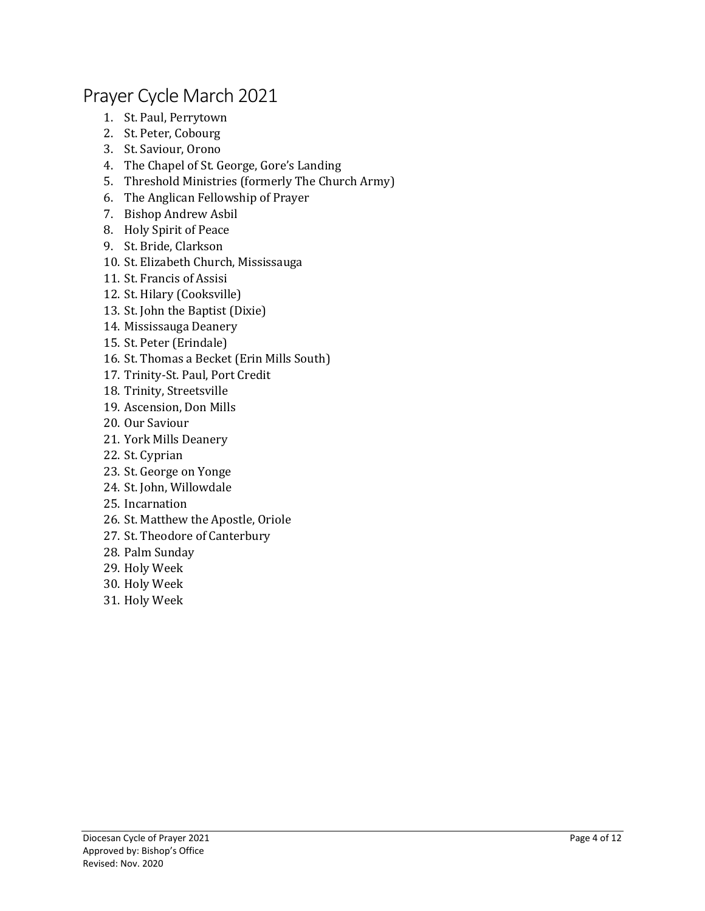# Prayer Cycle March 2021

1. St. Paul, Perrytown
2. St. Peter, Cobourg
3. St. Saviour, Orono
4. The Chapel of St. George, Gore's Landing
5. Threshold Ministries (formerly The Church Army)
6. The Anglican Fellowship of Prayer
7. Bishop Andrew Asbil
8. Holy Spirit of Peace
9. St. Bride, Clarkson
10. St. Elizabeth Church, Mississauga
11. St. Francis of Assisi
12. St. Hilary (Cooksville)
13. St. John the Baptist (Dixie)
14. Mississauga Deanery
15. St. Peter (Erindale)
16. St. Thomas a Becket (Erin Mills South)
17. Trinity-St. Paul, Port Credit
18. Trinity, Streetsville
19. Ascension, Don Mills
20. Our Saviour
21. York Mills Deanery
22. St. Cyprian
23. St. George on Yonge
24. St. John, Willowdale
25. Incarnation
26. St. Matthew the Apostle, Oriole
27. St. Theodore of Canterbury
28. Palm Sunday
29. Holy Week
30. Holy Week
31. Holy Week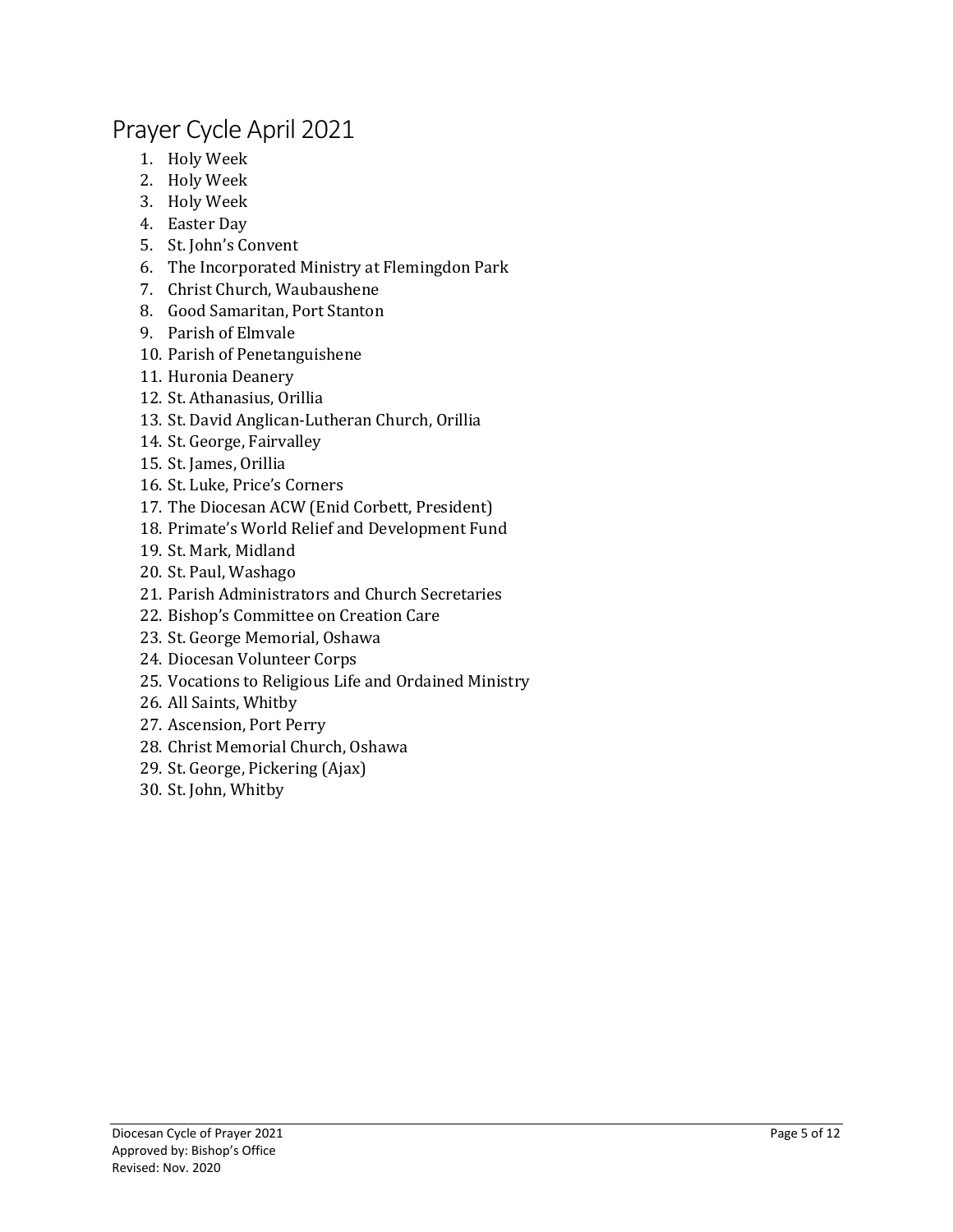# Prayer Cycle April 2021

1. Holy Week
2. Holy Week
3. Holy Week
4. Easter Day
5. St. John's Convent
6. The Incorporated Ministry at Flemingdon Park
7. Christ Church, Waubaushene
8. Good Samaritan, Port Stanton
9. Parish of Elmvale
10. Parish of Penetanguishene
11. Huronia Deanery
12. St. Athanasius, Orillia
13. St. David Anglican-Lutheran Church, Orillia
14. St. George, Fairvalley
15. St. James, Orillia
16. St. Luke, Price's Corners
17. The Diocesan ACW (Enid Corbett, President)
18. Primate's World Relief and Development Fund
19. St. Mark, Midland
20. St. Paul, Washago
21. Parish Administrators and Church Secretaries
22. Bishop's Committee on Creation Care
23. St. George Memorial, Oshawa
24. Diocesan Volunteer Corps
25. Vocations to Religious Life and Ordained Ministry
26. All Saints, Whitby
27. Ascension, Port Perry
28. Christ Memorial Church, Oshawa
29. St. George, Pickering (Ajax)
30. St. John, Whitby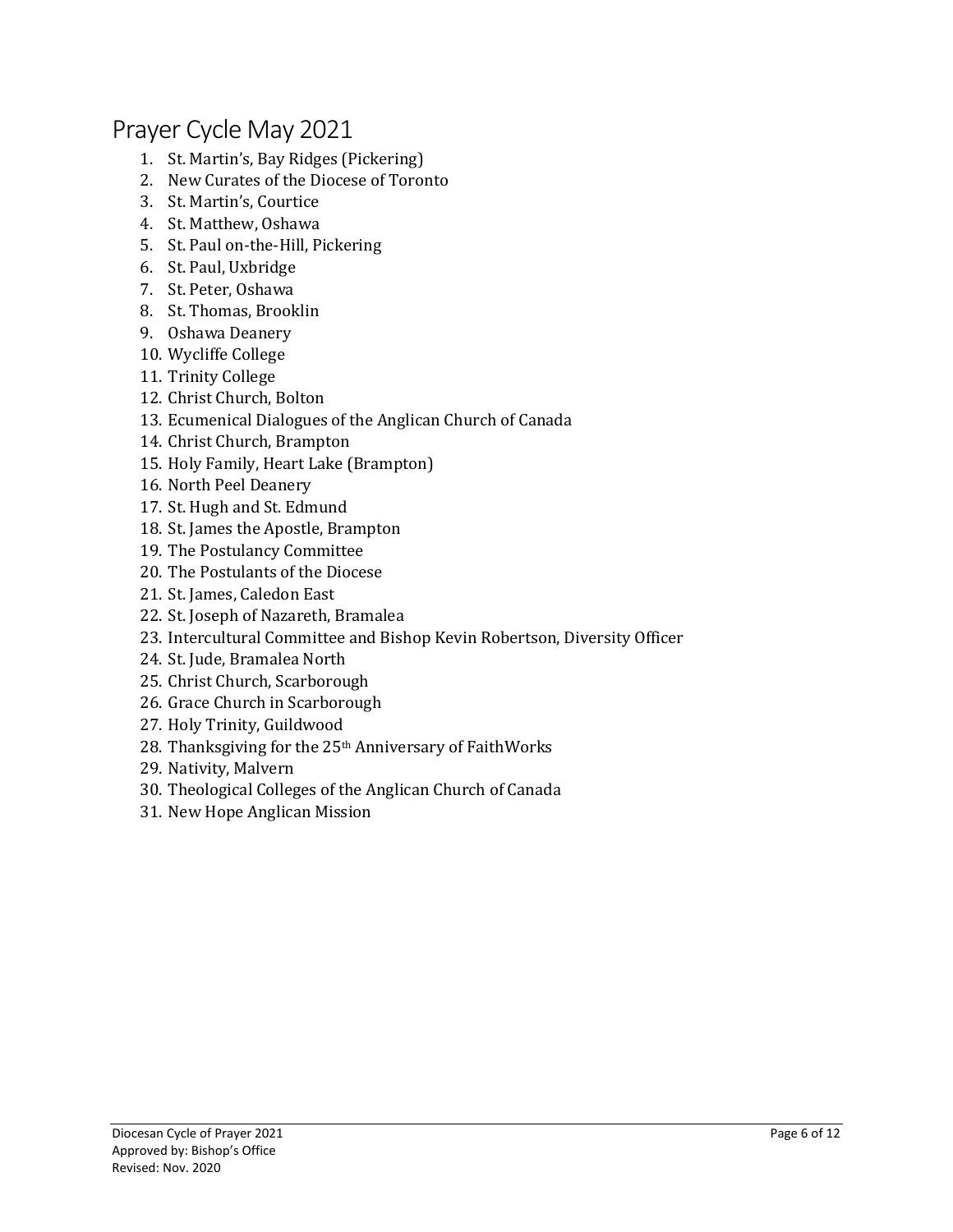## Prayer Cycle May 2021

1. St. Martin’s, Bay Ridges (Pickering)
2. New Curates of the Diocese of Toronto
3. St. Martin’s, Courtice
4. St. Matthew, Oshawa
5. St. Paul on-the-Hill, Pickering
6. St. Paul, Uxbridge
7. St. Peter, Oshawa
8. St. Thomas, Brooklin
9. Oshawa Deanery
10. Wycliffe College
11. Trinity College
12. Christ Church, Bolton
13. Ecumenical Dialogues of the Anglican Church of Canada
14. Christ Church, Brampton
15. Holy Family, Heart Lake (Brampton)
16. North Peel Deanery
17. St. Hugh and St. Edmund
18. St. James the Apostle, Brampton
19. The Postulancy Committee
20. The Postulants of the Diocese
21. St. James, Caledon East
22. St. Joseph of Nazareth, Bramalea
23. Intercultural Committee and Bishop Kevin Robertson, Diversity Officer
24. St. Jude, Bramalea North
25. Christ Church, Scarborough
26. Grace Church in Scarborough
27. Holy Trinity, Guildwood
28. Thanksgiving for the 25th Anniversary of FaithWorks
29. Nativity, Malvern
30. Theological Colleges of the Anglican Church of Canada
31. New Hope Anglican Mission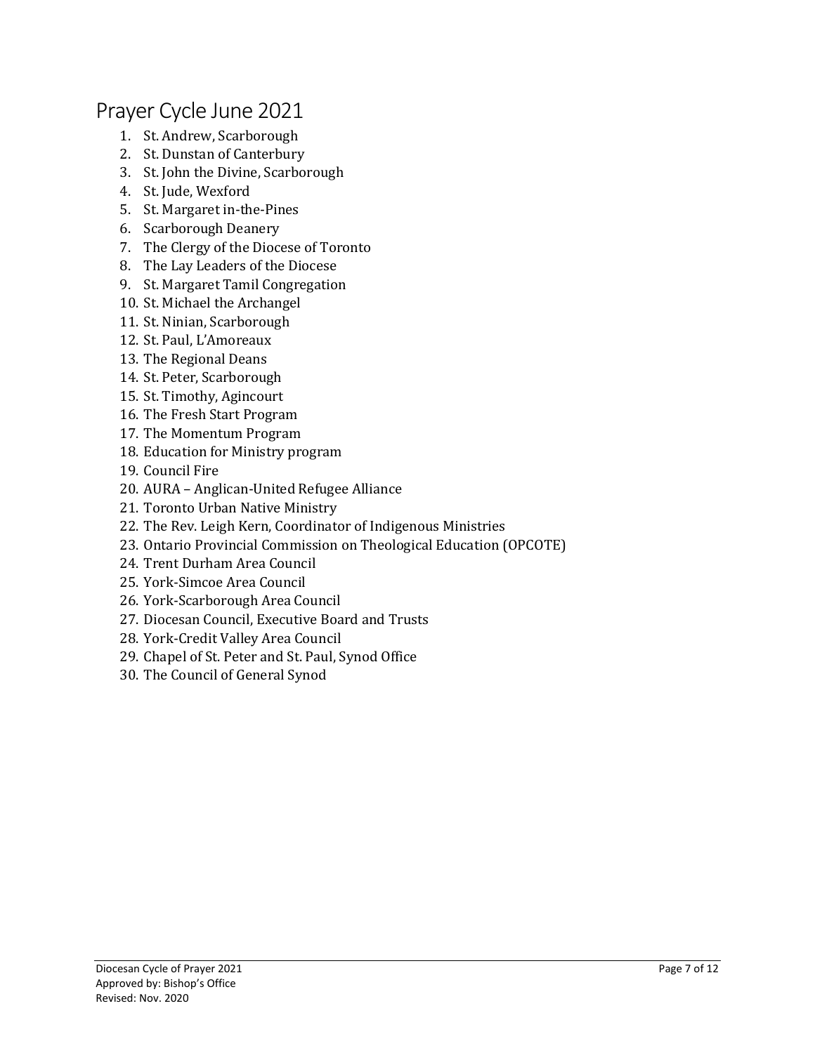# Prayer Cycle June 2021

1. St. Andrew, Scarborough
2. St. Dunstan of Canterbury
3. St. John the Divine, Scarborough
4. St. Jude, Wexford
5. St. Margaret in-the-Pines
6. Scarborough Deanery
7. The Clergy of the Diocese of Toronto
8. The Lay Leaders of the Diocese
9. St. Margaret Tamil Congregation
10. St. Michael the Archangel
11. St. Ninian, Scarborough
12. St. Paul, L'Amoreaux
13. The Regional Deans
14. St. Peter, Scarborough
15. St. Timothy, Agincourt
16. The Fresh Start Program
17. The Momentum Program
18. Education for Ministry program
19. Council Fire
20. AURA – Anglican-United Refugee Alliance
21. Toronto Urban Native Ministry
22. The Rev. Leigh Kern, Coordinator of Indigenous Ministries
23. Ontario Provincial Commission on Theological Education (OPCOTE)
24. Trent Durham Area Council
25. York-Simcoe Area Council
26. York-Scarborough Area Council
27. Diocesan Council, Executive Board and Trusts
28. York-Credit Valley Area Council
29. Chapel of St. Peter and St. Paul, Synod Office
30. The Council of General Synod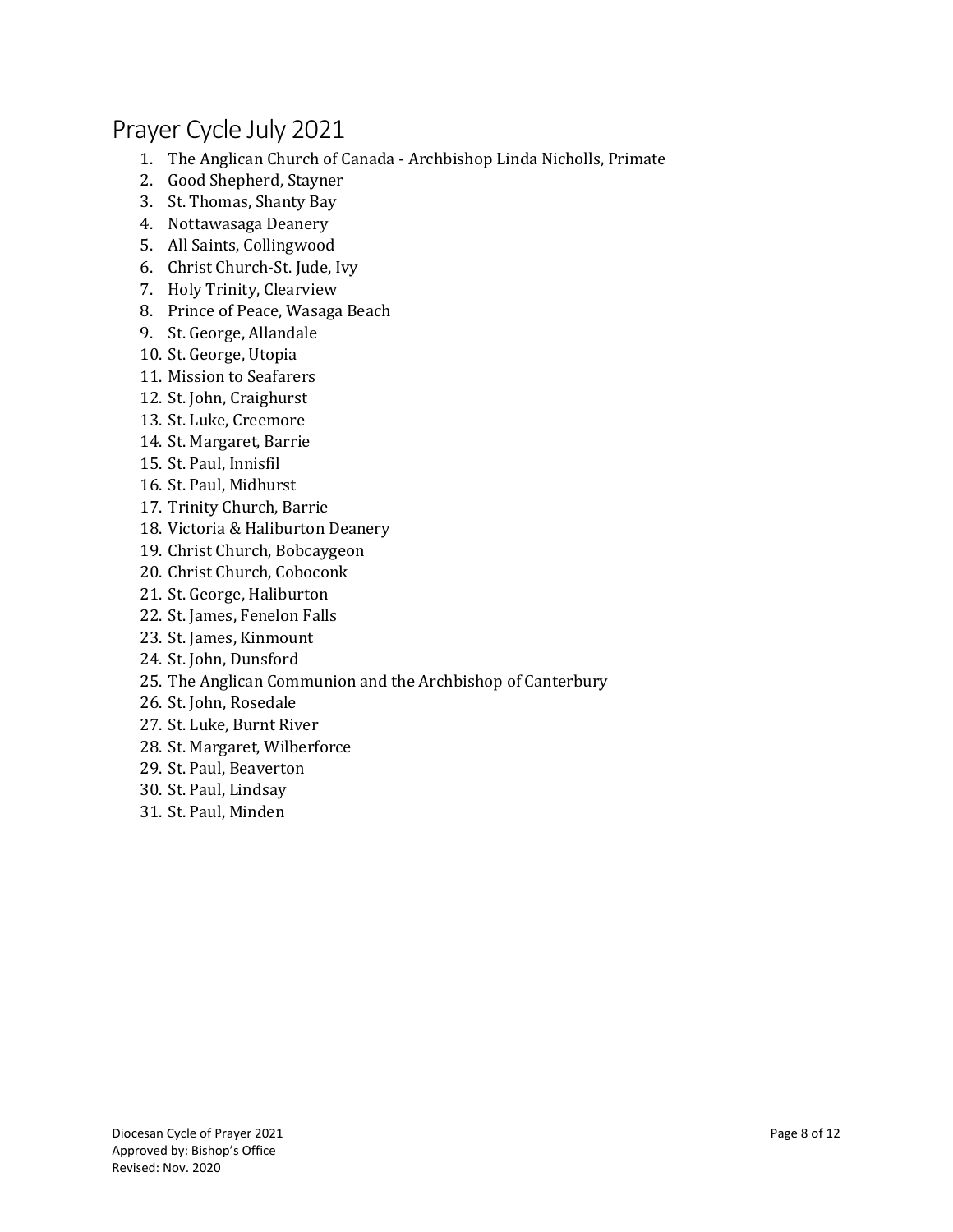# Prayer Cycle July 2021

1. The Anglican Church of Canada - Archbishop Linda Nicholls, Primate
2. Good Shepherd, Stayner
3. St. Thomas, Shanty Bay
4. Nottawasaga Deanery
5. All Saints, Collingwood
6. Christ Church-St. Jude, Ivy
7. Holy Trinity, Clearview
8. Prince of Peace, Wasaga Beach
9. St. George, Allandale
10. St. George, Utopia
11. Mission to Seafarers
12. St. John, Craighurst
13. St. Luke, Creemore
14. St. Margaret, Barrie
15. St. Paul, Innisfil
16. St. Paul, Midhurst
17. Trinity Church, Barrie
18. Victoria & Haliburton Deanery
19. Christ Church, Bobcaygeon
20. Christ Church, Coboconk
21. St. George, Haliburton
22. St. James, Fenelon Falls
23. St. James, Kinmount
24. St. John, Dunsford
25. The Anglican Communion and the Archbishop of Canterbury
26. St. John, Rosedale
27. St. Luke, Burnt River
28. St. Margaret, Wilberforce
29. St. Paul, Beaverton
30. St. Paul, Lindsay
31. St. Paul, Minden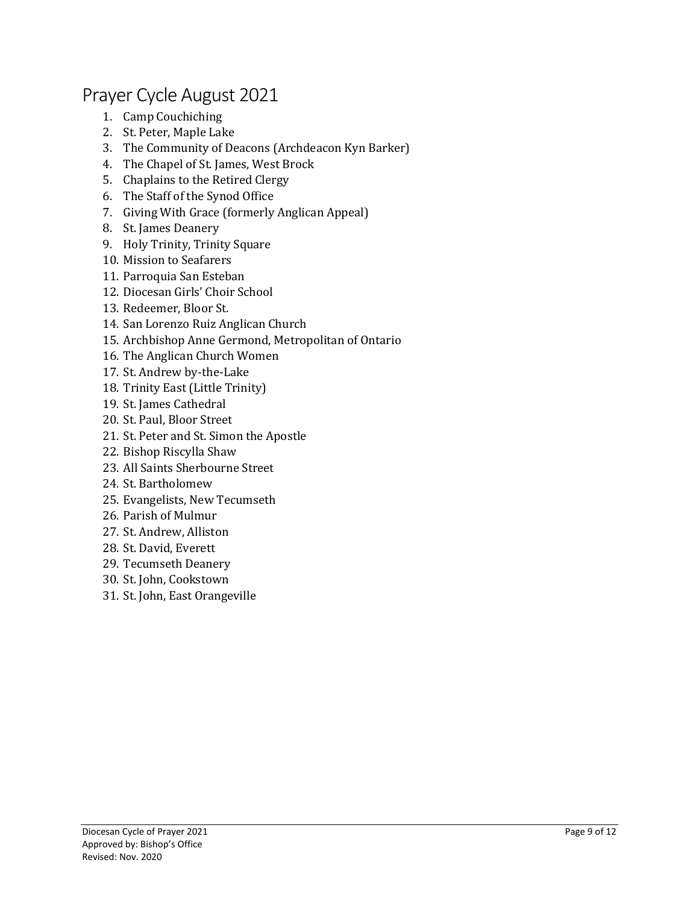# Prayer Cycle August 2021

1. Camp Couchiching
2. St. Peter, Maple Lake
3. The Community of Deacons (Archdeacon Kyn Barker)
4. The Chapel of St. James, West Brock
5. Chaplains to the Retired Clergy
6. The Staff of the Synod Office
7. Giving With Grace (formerly Anglican Appeal)
8. St. James Deanery
9. Holy Trinity, Trinity Square
10. Mission to Seafarers
11. Parroquia San Esteban
12. Diocesan Girls' Choir School
13. Redeemer, Bloor St.
14. San Lorenzo Ruiz Anglican Church
15. Archbishop Anne Germond, Metropolitan of Ontario
16. The Anglican Church Women
17. St. Andrew by-the-Lake
18. Trinity East (Little Trinity)
19. St. James Cathedral
20. St. Paul, Bloor Street
21. St. Peter and St. Simon the Apostle
22. Bishop Riscylla Shaw
23. All Saints Sherbourne Street
24. St. Bartholomew
25. Evangelists, New Tecumseth
26. Parish of Mulmur
27. St. Andrew, Alliston
28. St. David, Everett
29. Tecumseth Deanery
30. St. John, Cookstown
31. St. John, East Orangeville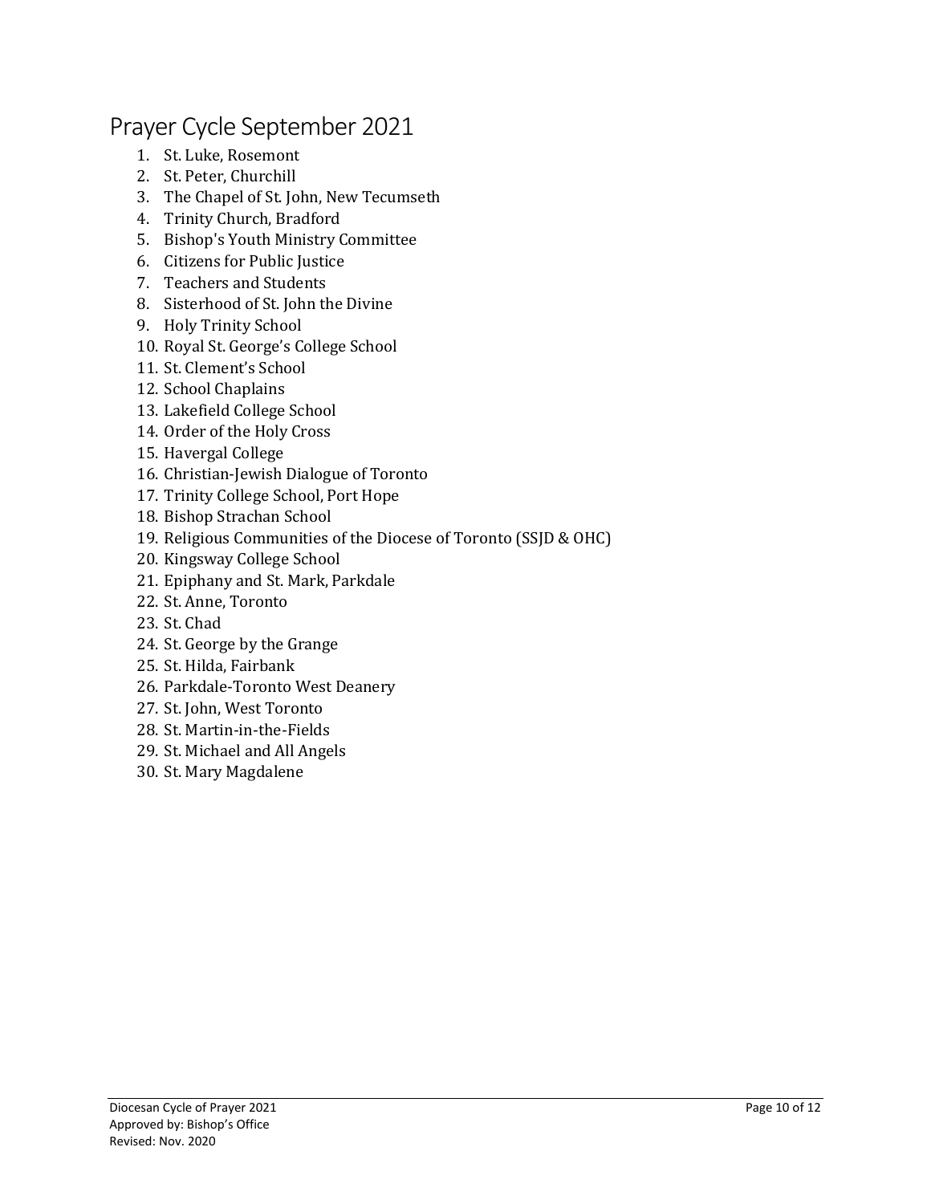# Prayer Cycle September 2021

1. St. Luke, Rosemont
2. St. Peter, Churchill
3. The Chapel of St. John, New Tecumseth
4. Trinity Church, Bradford
5. Bishop's Youth Ministry Committee
6. Citizens for Public Justice
7. Teachers and Students
8. Sisterhood of St. John the Divine
9. Holy Trinity School
10. Royal St. George's College School
11. St. Clement's School
12. School Chaplains
13. Lakefield College School
14. Order of the Holy Cross
15. Havergal College
16. Christian-Jewish Dialogue of Toronto
17. Trinity College School, Port Hope
18. Bishop Strachan School
19. Religious Communities of the Diocese of Toronto (SSJD & OHC)
20. Kingsway College School
21. Epiphany and St. Mark, Parkdale
22. St. Anne, Toronto
23. St. Chad
24. St. George by the Grange
25. St. Hilda, Fairbank
26. Parkdale-Toronto West Deanery
27. St. John, West Toronto
28. St. Martin-in-the-Fields
29. St. Michael and All Angels
30. St. Mary Magdalene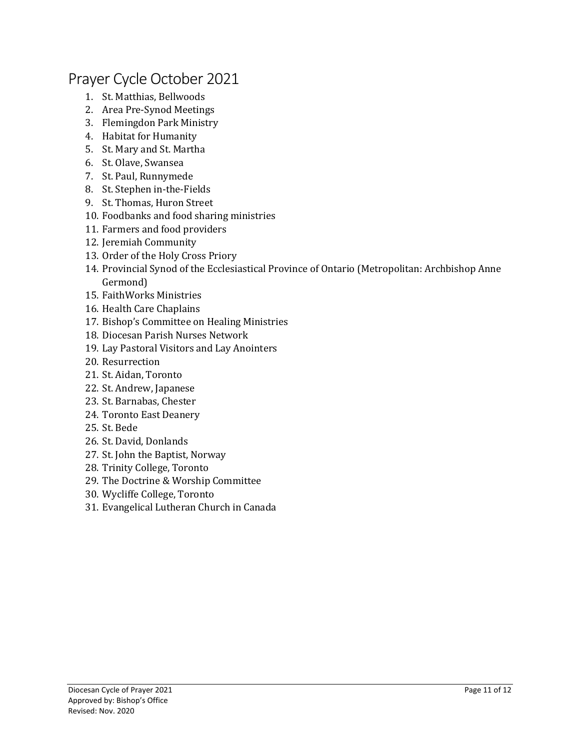# Prayer Cycle October 2021

1. St. Matthias, Bellwoods
2. Area Pre-Synod Meetings
3. Flemingdon Park Ministry
4. Habitat for Humanity
5. St. Mary and St. Martha
6. St. Olave, Swansea
7. St. Paul, Runnymede
8. St. Stephen in-the-Fields
9. St. Thomas, Huron Street
10. Foodbanks and food sharing ministries
11. Farmers and food providers
12. Jeremiah Community
13. Order of the Holy Cross Priory
14. Provincial Synod of the Ecclesiastical Province of Ontario (Metropolitan: Archbishop Anne Germond)
15. FaithWorks Ministries
16. Health Care Chaplains
17. Bishop's Committee on Healing Ministries
18. Diocesan Parish Nurses Network
19. Lay Pastoral Visitors and Lay Anointers
20. Resurrection
21. St. Aidan, Toronto
22. St. Andrew, Japanese
23. St. Barnabas, Chester
24. Toronto East Deanery
25. St. Bede
26. St. David, Donlands
27. St. John the Baptist, Norway
28. Trinity College, Toronto
29. The Doctrine & Worship Committee
30. Wycliffe College, Toronto
31. Evangelical Lutheran Church in Canada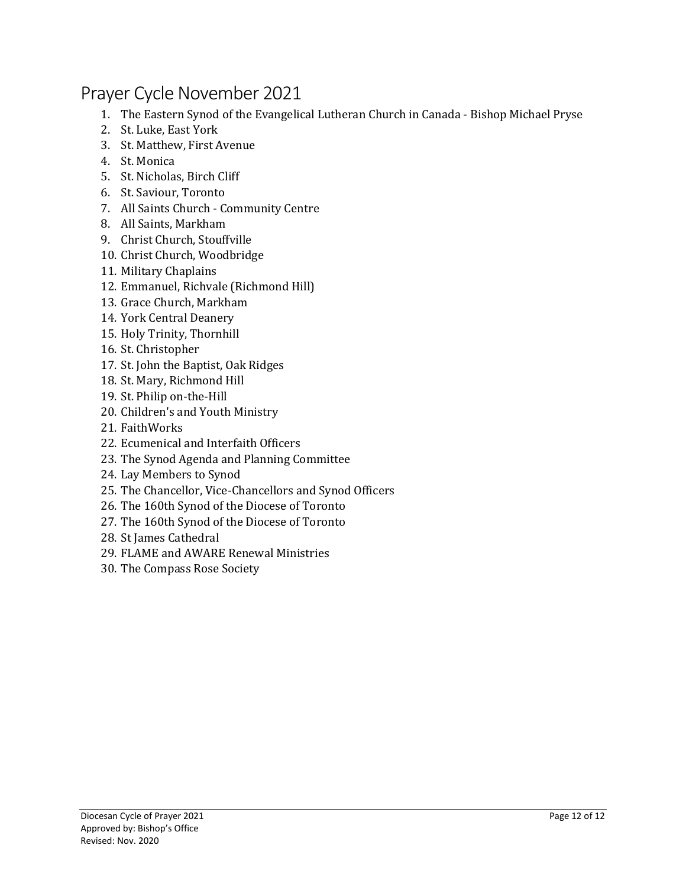## Prayer Cycle November 2021

1. The Eastern Synod of the Evangelical Lutheran Church in Canada - Bishop Michael Pryse
2. St. Luke, East York
3. St. Matthew, First Avenue
4. St. Monica
5. St. Nicholas, Birch Cliff
6. St. Saviour, Toronto
7. All Saints Church - Community Centre
8. All Saints, Markham
9. Christ Church, Stouffville
10. Christ Church, Woodbridge
11. Military Chaplains
12. Emmanuel, Richvale (Richmond Hill)
13. Grace Church, Markham
14. York Central Deanery
15. Holy Trinity, Thornhill
16. St. Christopher
17. St. John the Baptist, Oak Ridges
18. St. Mary, Richmond Hill
19. St. Philip on-the-Hill
20. Children's and Youth Ministry
21. FaithWorks
22. Ecumenical and Interfaith Officers
23. The Synod Agenda and Planning Committee
24. Lay Members to Synod
25. The Chancellor, Vice-Chancellors and Synod Officers
26. The 160th Synod of the Diocese of Toronto
27. The 160th Synod of the Diocese of Toronto
28. St James Cathedral
29. FLAME and AWARE Renewal Ministries
30. The Compass Rose Society